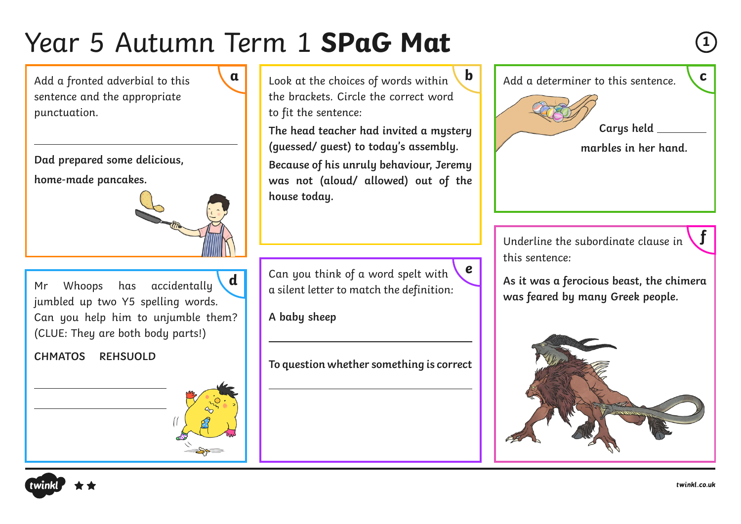# Year 5 Autumn Term 1 **SPaG Mat**

## a

Add a fronted adverbial to this sentence and the appropriate punctuation.

______________________________

**Dad prepared some delicious, home-made pancakes.**

## b

Look at the choices of words within the brackets. Circle the correct word to fit the sentence:

**The head teacher had invited a mystery (guessed/ guest) to today's assembly.**

**Because of his unruly behaviour, Jeremy was not (aloud/ allowed) out of the house today.**

## c

Add a determiner to this sentence.

**Carys held ________ marbles in her hand.**

## d

Mr Whoops has accidentally jumbled up two Y5 spelling words. Can you help him to unjumble them? (CLUE: They are both body parts!)

**CHMATOS REHSUOLD**

______________________________

______________________________

## e

Can you think of a word spelt with a silent letter to match the definition:

**A baby sheep**

______________________________

**To question whether something is correct**

______________________________

## f

Underline the subordinate clause in this sentence:

**As it was a ferocious beast, the chimera was feared by many Greek people.**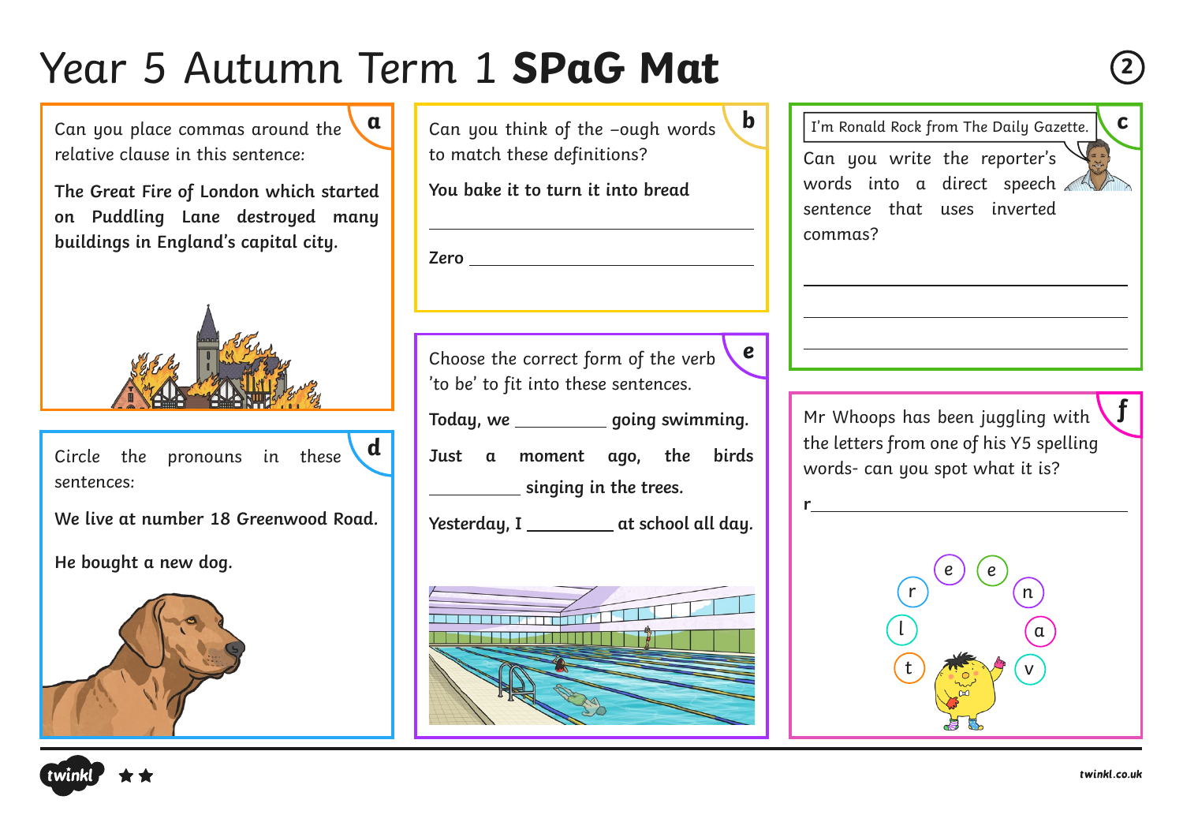# Year 5 Autumn Term 1 **SPaG Mat**

## a

Can you place commas around the relative clause in this sentence:

**The Great Fire of London which started on Puddling Lane destroyed many buildings in England's capital city.**

## b

Can you think of the –ough words to match these definitions?

**You bake it to turn it into bread**

______________________________

**Zero** ______________________________

## c

I'm Ronald Rock from The Daily Gazette.

Can you write the reporter's words into a direct speech sentence that uses inverted commas?

______________________________

______________________________

______________________________

## d

Circle the pronouns in these sentences:

**We live at number 18 Greenwood Road.**

**He bought a new dog.**

## e

Choose the correct form of the verb 'to be' to fit into these sentences.

**Today, we __________ going swimming.**

**Just a moment ago, the birds __________ singing in the trees.**

**Yesterday, I __________ at school all day.**

## f

Mr Whoops has been juggling with the letters from one of his Y5 spelling words- can you spot what it is?

**r**______________________________

e e n a v t l r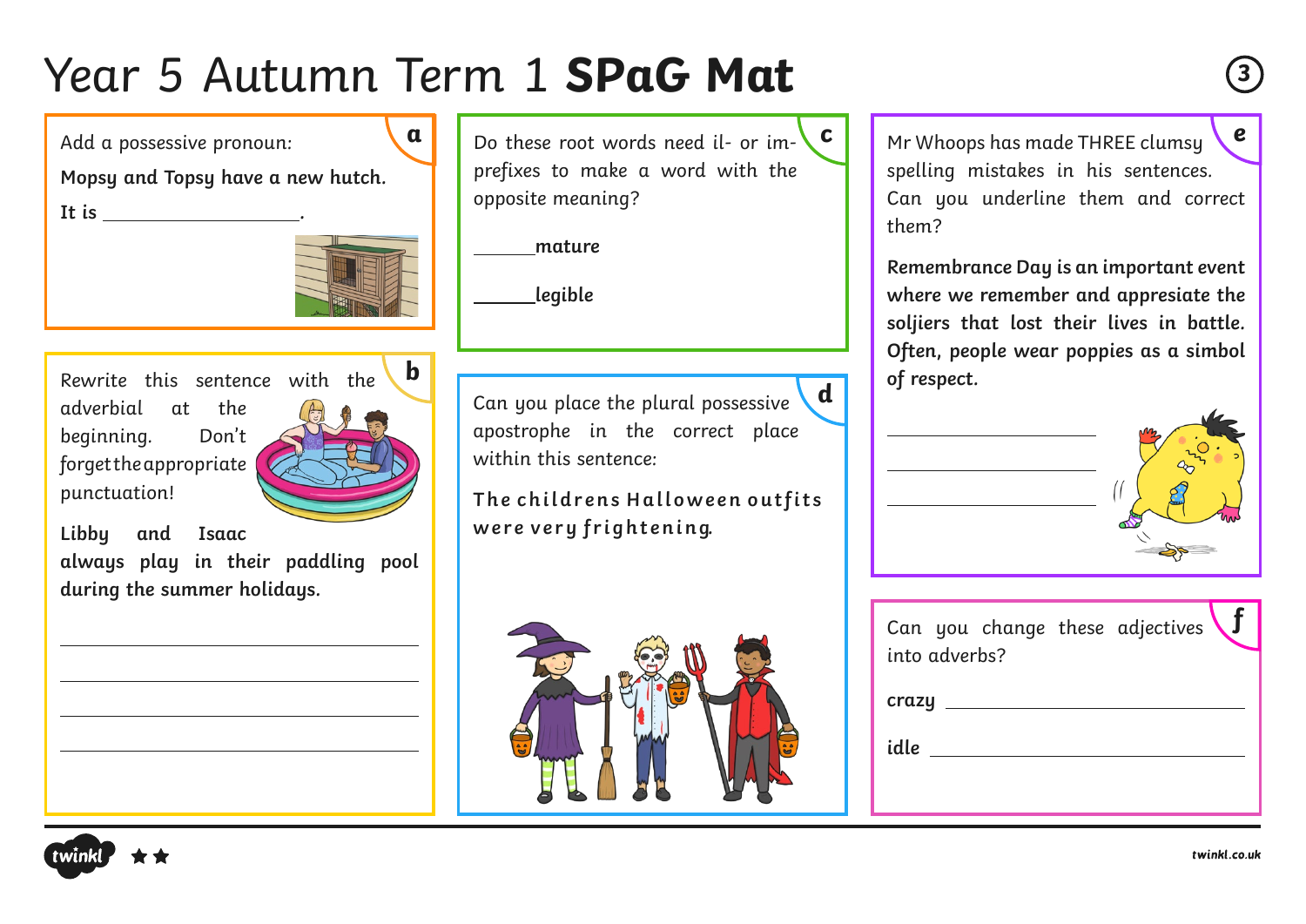# Year 5 Autumn Term 1 **SPaG Mat**

## a

Add a possessive pronoun:

**Mopsy and Topsy have a new hutch.**

**It is** ___________________.

## b

Rewrite this sentence with the adverbial at the beginning. Don't forget the appropriate punctuation!

**Libby and Isaac always play in their paddling pool during the summer holidays.**

___________________

___________________

___________________

___________________

## c

Do these root words need il- or im- prefixes to make a word with the opposite meaning?

______**mature**

______**legible**

## d

Can you place the plural possessive apostrophe in the correct place within this sentence:

**The childrens Halloween outfits were very frightening.**

## e

Mr Whoops has made THREE clumsy spelling mistakes in his sentences. Can you underline them and correct them?

**Remembrance Day is an important event where we remember and appresiate the soljiers that lost their lives in battle. Often, people wear poppies as a simbol of respect.**

___________________

___________________

___________________

## f

Can you change these adjectives into adverbs?

**crazy** ___________________

**idle** ___________________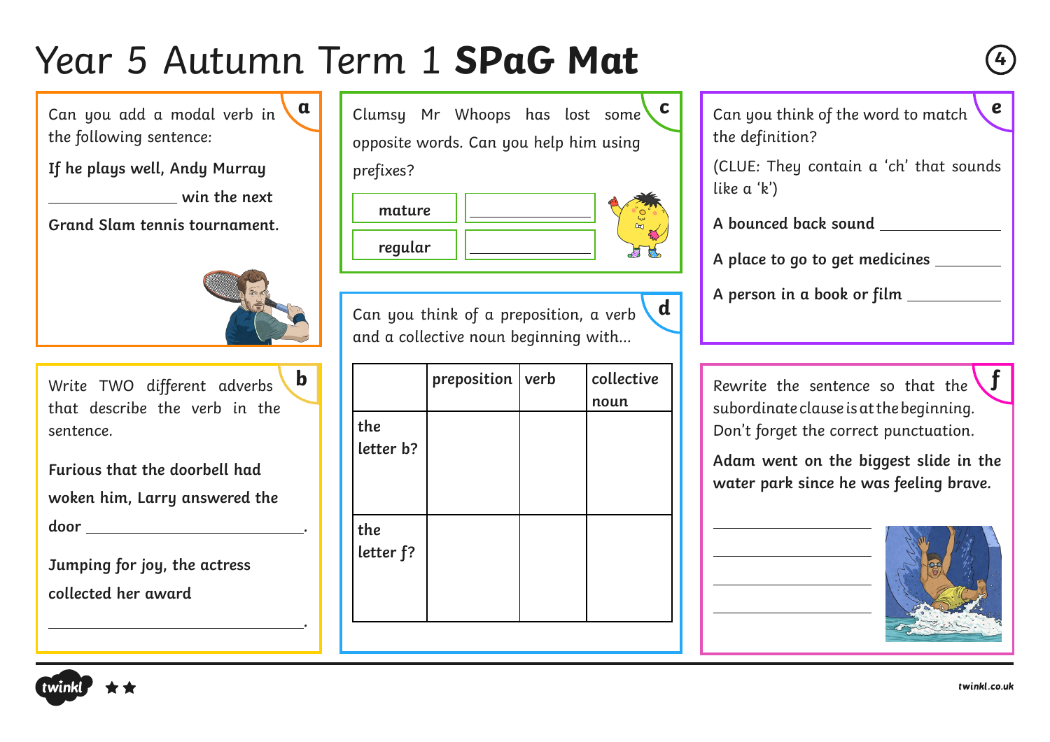# Year 5 Autumn Term 1 **SPaG Mat**

## a

Can you add a modal verb in the following sentence:

**If he plays well, Andy Murray _______________ win the next Grand Slam tennis tournament.**

## b

Write TWO different adverbs that describe the verb in the sentence.

**Furious that the doorbell had woken him, Larry answered the door _________________________.**

**Jumping for joy, the actress collected her award _________________________.**

## c

Clumsy Mr Whoops has lost some opposite words. Can you help him using prefixes?

| | |
|---|---|
| **mature** | __________ |
| **regular** | __________ |

## d

Can you think of a preposition, a verb and a collective noun beginning with...

| | **preposition** | **verb** | **collective noun** |
|---|---|---|---|
| **the letter b?** | | | |
| **the letter f?** | | | |

## e

Can you think of the word to match the definition?

(CLUE: They contain a 'ch' that sounds like a 'k')

**A bounced back sound** __________

**A place to go to get medicines** __________

**A person in a book or film** __________

## f

Rewrite the sentence so that the subordinate clause is at the beginning. Don't forget the correct punctuation.

**Adam went on the biggest slide in the water park since he was feeling brave.**

_________________________

_________________________

_________________________

_________________________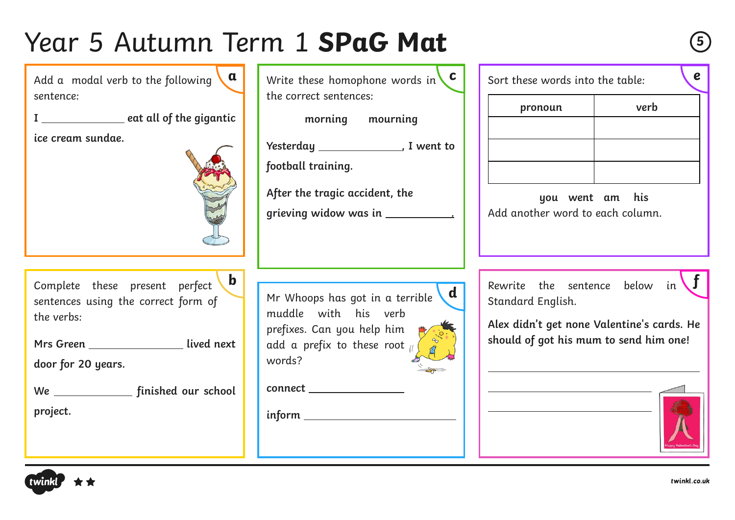# Year 5 Autumn Term 1 **SPaG Mat**

## a

Add a modal verb to the following sentence:

**I \_\_\_\_\_\_\_\_\_\_\_\_\_\_ eat all of the gigantic ice cream sundae.**

## b

Complete these present perfect sentences using the correct form of the verbs:

**Mrs Green \_\_\_\_\_\_\_\_\_\_\_\_\_\_\_\_ lived next door for 20 years.**

**We \_\_\_\_\_\_\_\_\_\_\_\_\_\_ finished our school project.**

## c

Write these homophone words in the correct sentences:

**morning mourning**

**Yesterday \_\_\_\_\_\_\_\_\_\_\_\_\_\_, I went to football training.**

**After the tragic accident, the grieving widow was in \_\_\_\_\_\_\_\_\_\_\_\_.**

## d

Mr Whoops has got in a terrible muddle with his verb prefixes. Can you help him add a prefix to these root words?

**connect \_\_\_\_\_\_\_\_\_\_\_\_\_\_\_\_**

**inform \_\_\_\_\_\_\_\_\_\_\_\_\_\_\_\_\_\_\_\_\_\_\_\_**

## e

Sort these words into the table:

| pronoun | verb |
| --- | --- |
| | |
| | |
| | |

**you went am his**

Add another word to each column.

## f

Rewrite the sentence below in Standard English.

**Alex didn't get none Valentine's cards. He should of got his mum to send him one!**

\_\_\_\_\_\_\_\_\_\_\_\_\_\_\_\_\_\_\_\_\_\_\_\_\_\_\_\_\_\_\_\_\_\_\_\_

\_\_\_\_\_\_\_\_\_\_\_\_\_\_\_\_\_\_\_\_\_\_\_\_\_\_\_\_

\_\_\_\_\_\_\_\_\_\_\_\_\_\_\_\_\_\_\_\_\_\_\_\_\_\_\_\_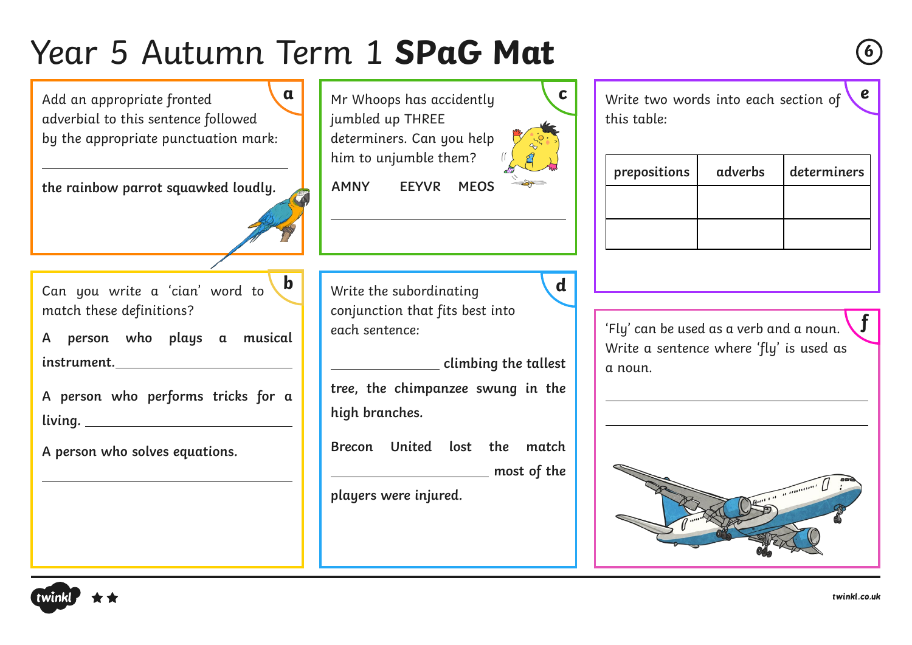# Year 5 Autumn Term 1 **SPaG Mat**

## a

Add an appropriate fronted adverbial to this sentence followed by the appropriate punctuation mark:

___________________________________

**the rainbow parrot squawked loudly.**

## b

Can you write a 'cian' word to match these definitions?

**A person who plays a musical instrument.** ___________________

**A person who performs tricks for a living.** ___________________

**A person who solves equations.**

___________________________________

## c

Mr Whoops has accidently jumbled up THREE determiners. Can you help him to unjumble them?

**AMNY EEYVR MEOS**

___________________________________

## d

Write the subordinating conjunction that fits best into each sentence:

______________ **climbing the tallest tree, the chimpanzee swung in the high branches.**

**Brecon United lost the match** ______________ **most of the players were injured.**

## e

Write two words into each section of this table:

| prepositions | adverbs | determiners |
|---|---|---|
| | | |
| | | |

## f

'Fly' can be used as a verb and a noun. Write a sentence where 'fly' is used as a noun.

___________________________________

___________________________________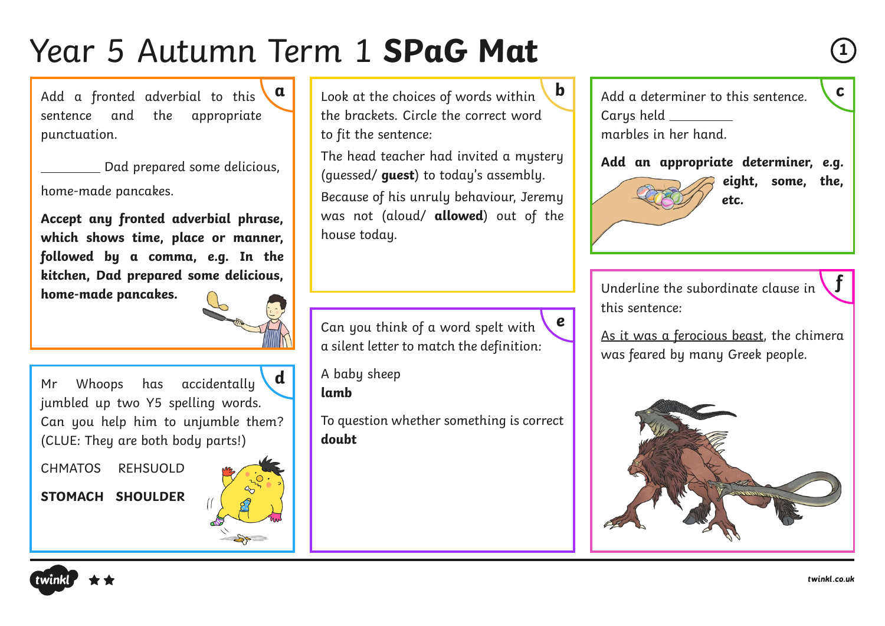# Year 5 Autumn Term 1 **SPaG Mat**

## a

Add a fronted adverbial to this sentence and the appropriate punctuation.

________ Dad prepared some delicious, home-made pancakes.

**Accept any fronted adverbial phrase, which shows time, place or manner, followed by a comma, e.g. In the kitchen, Dad prepared some delicious, home-made pancakes.**

## b

Look at the choices of words within the brackets. Circle the correct word to fit the sentence:

The head teacher had invited a mystery (guessed/ **guest**) to today's assembly.

Because of his unruly behaviour, Jeremy was not (aloud/ **allowed**) out of the house today.

## c

Add a determiner to this sentence.

Carys held ________ marbles in her hand.

**Add an appropriate determiner, e.g. eight, some, the, etc.**

## d

Mr Whoops has accidentally jumbled up two Y5 spelling words. Can you help him to unjumble them? (CLUE: They are both body parts!)

CHMATOS REHSUOLD

**STOMACH SHOULDER**

## e

Can you think of a word spelt with a silent letter to match the definition:

A baby sheep
**lamb**

To question whether something is correct
**doubt**

## f

Underline the subordinate clause in this sentence:

<u>As it was a ferocious beast</u>, the chimera was feared by many Greek people.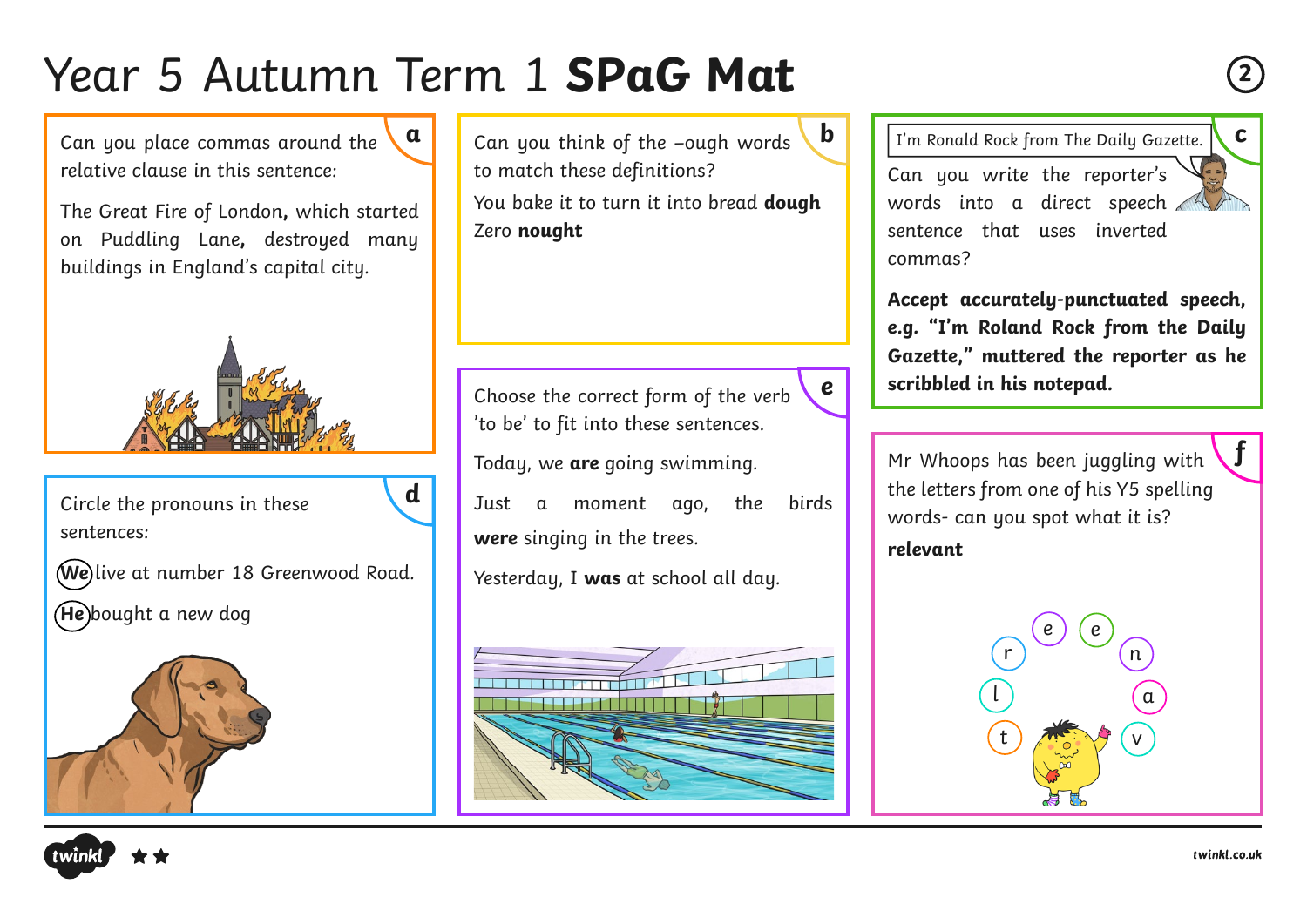# Year 5 Autumn Term 1 **SPaG Mat**

## a

Can you place commas around the relative clause in this sentence:

The Great Fire of London**,** which started on Puddling Lane**,** destroyed many buildings in England's capital city.

## b

Can you think of the –ough words to match these definitions?

You bake it to turn it into bread **dough**

Zero **nought**

## c

I'm Ronald Rock from The Daily Gazette.

Can you write the reporter's words into a direct speech sentence that uses inverted commas?

**Accept accurately-punctuated speech, e.g. "I'm Roland Rock from the Daily Gazette," muttered the reporter as he scribbled in his notepad.**

## d

Circle the pronouns in these sentences:

(**We**) live at number 18 Greenwood Road.

(**He**) bought a new dog

## e

Choose the correct form of the verb 'to be' to fit into these sentences.

Today, we **are** going swimming.

Just a moment ago, the birds **were** singing in the trees.

Yesterday, I **was** at school all day.

## f

Mr Whoops has been juggling with the letters from one of his Y5 spelling words- can you spot what it is?

**relevant**

e e r n l a t v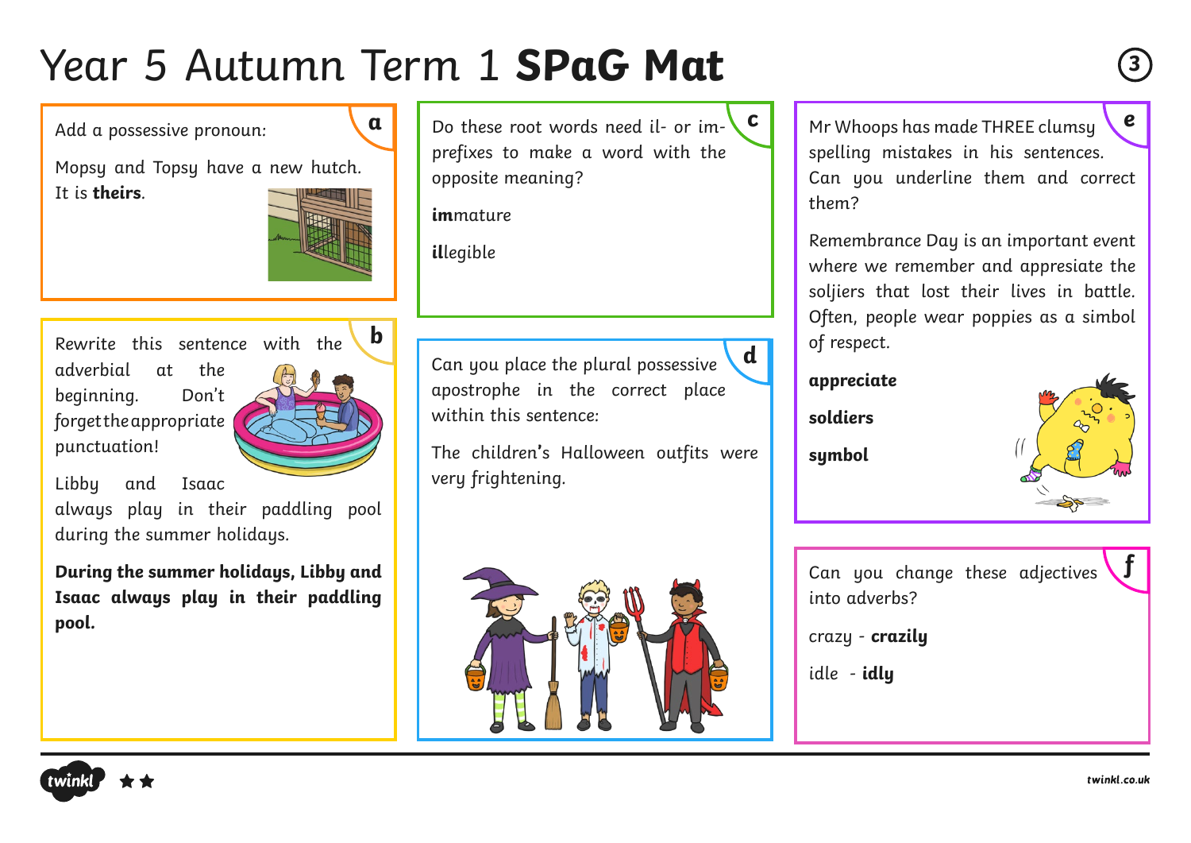# Year 5 Autumn Term 1 **SPaG Mat**

## a

Add a possessive pronoun:

Mopsy and Topsy have a new hutch. It is **theirs**.

## b

Rewrite this sentence with the adverbial at the beginning. Don't forget the appropriate punctuation!

Libby and Isaac always play in their paddling pool during the summer holidays.

**During the summer holidays, Libby and Isaac always play in their paddling pool.**

## c

Do these root words need il- or im- prefixes to make a word with the opposite meaning?

**im**mature

**il**legible

## d

Can you place the plural possessive apostrophe in the correct place within this sentence:

The children's Halloween outfits were very frightening.

## e

Mr Whoops has made THREE clumsy spelling mistakes in his sentences. Can you underline them and correct them?

Remembrance Day is an important event where we remember and appresiate the soljiers that lost their lives in battle. Often, people wear poppies as a simbol of respect.

**appreciate**

**soldiers**

**symbol**

## f

Can you change these adjectives into adverbs?

crazy - **crazily**

idle - **idly**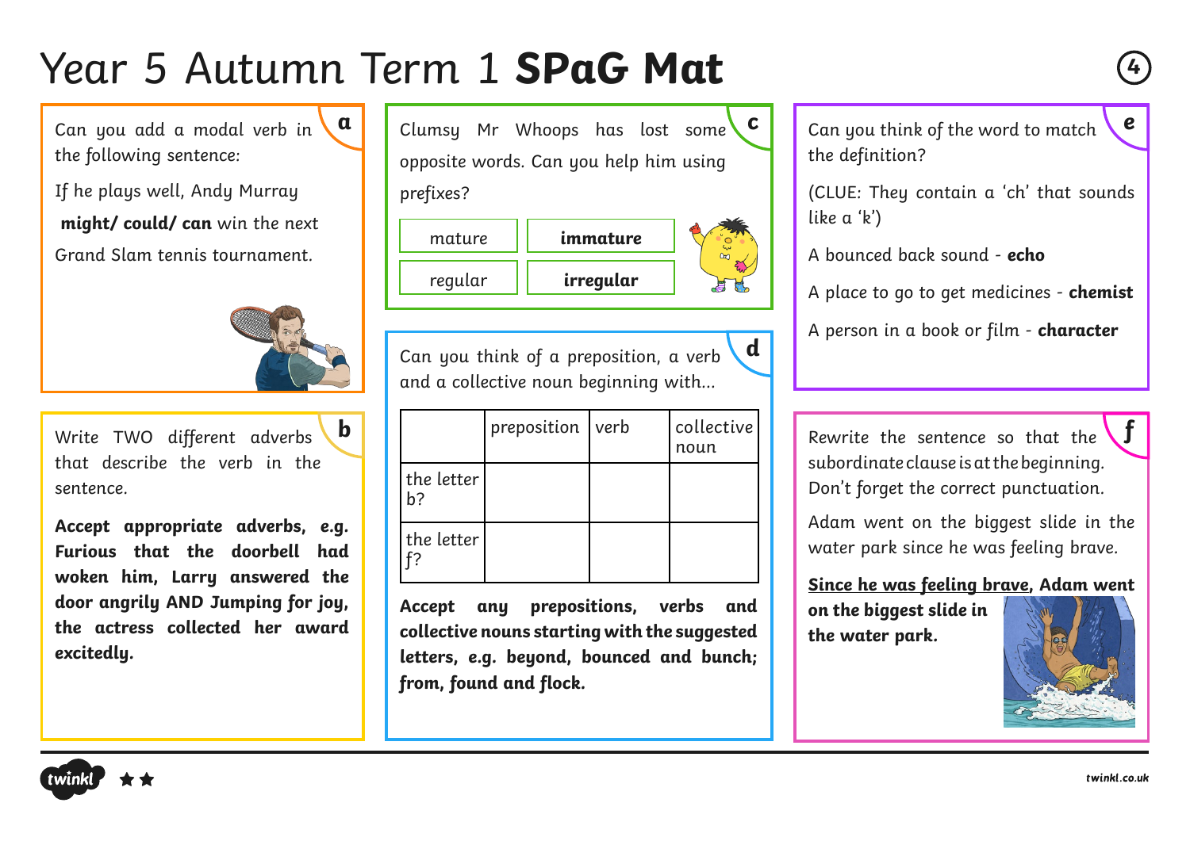# Year 5 Autumn Term 1 **SPaG Mat**

4

## a

Can you add a modal verb in the following sentence:

If he plays well, Andy Murray **might/ could/ can** win the next Grand Slam tennis tournament.

## c

Clumsy Mr Whoops has lost some opposite words. Can you help him using prefixes?

| mature | **immature** |
|---|---|
| regular | **irregular** |

## e

Can you think of the word to match the definition?

(CLUE: They contain a 'ch' that sounds like a 'k')

A bounced back sound - **echo**

A place to go to get medicines - **chemist**

A person in a book or film - **character**

## b

Write TWO different adverbs that describe the verb in the sentence.

**Accept appropriate adverbs, e.g. Furious that the doorbell had woken him, Larry answered the door angrily AND Jumping for joy, the actress collected her award excitedly.**

## d

Can you think of a preposition, a verb and a collective noun beginning with...

| | preposition | verb | collective noun |
|---|---|---|---|
| the letter b? | | | |
| the letter f? | | | |

**Accept any prepositions, verbs and collective nouns starting with the suggested letters, e.g. beyond, bounced and bunch; from, found and flock.**

## f

Rewrite the sentence so that the subordinate clause is at the beginning. Don't forget the correct punctuation.

Adam went on the biggest slide in the water park since he was feeling brave.

**<u>Since he was feeling brave</u>, Adam went on the biggest slide in the water park.**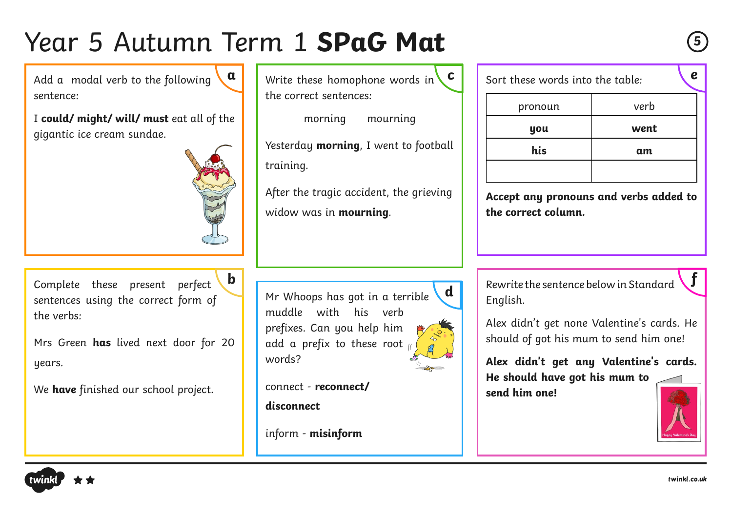# Year 5 Autumn Term 1 **SPaG Mat**

## a

Add a modal verb to the following sentence:

I **could/ might/ will/ must** eat all of the gigantic ice cream sundae.

## b

Complete these present perfect sentences using the correct form of the verbs:

Mrs Green **has** lived next door for 20 years.

We **have** finished our school project.

## c

Write these homophone words in the correct sentences:

morning mourning

Yesterday **morning**, I went to football training.

After the tragic accident, the grieving widow was in **mourning**.

## d

Mr Whoops has got in a terrible muddle with his verb prefixes. Can you help him add a prefix to these root words?

connect - **reconnect/ disconnect**

inform - **misinform**

## e

Sort these words into the table:

| pronoun | verb |
|---|---|
| **you** | **went** |
| **his** | **am** |
| | |

**Accept any pronouns and verbs added to the correct column.**

## f

Rewrite the sentence below in Standard English.

Alex didn't get none Valentine's cards. He should of got his mum to send him one!

**Alex didn't get any Valentine's cards. He should have got his mum to send him one!**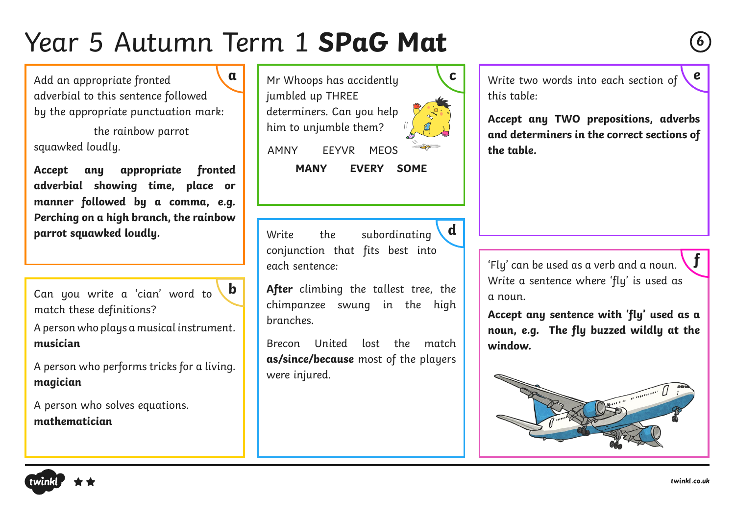# Year 5 Autumn Term 1 **SPaG Mat**

## a

Add an appropriate fronted adverbial to this sentence followed by the appropriate punctuation mark:

__________ the rainbow parrot squawked loudly.

**Accept any appropriate fronted adverbial showing time, place or manner followed by a comma, e.g. Perching on a high branch, the rainbow parrot squawked loudly.**

## b

Can you write a 'cian' word to match these definitions?

A person who plays a musical instrument.
**musician**

A person who performs tricks for a living.
**magician**

A person who solves equations.
**mathematician**

## c

Mr Whoops has accidently jumbled up THREE determiners. Can you help him to unjumble them?

AMNY EEYVR MEOS

**MANY EVERY SOME**

## d

Write the subordinating conjunction that fits best into each sentence:

**After** climbing the tallest tree, the chimpanzee swung in the high branches.

Brecon United lost the match **as/since/because** most of the players were injured.

## e

Write two words into each section of this table:

**Accept any TWO prepositions, adverbs and determiners in the correct sections of the table.**

## f

'Fly' can be used as a verb and a noun. Write a sentence where 'fly' is used as a noun.

**Accept any sentence with 'fly' used as a noun, e.g. The fly buzzed wildly at the window.**